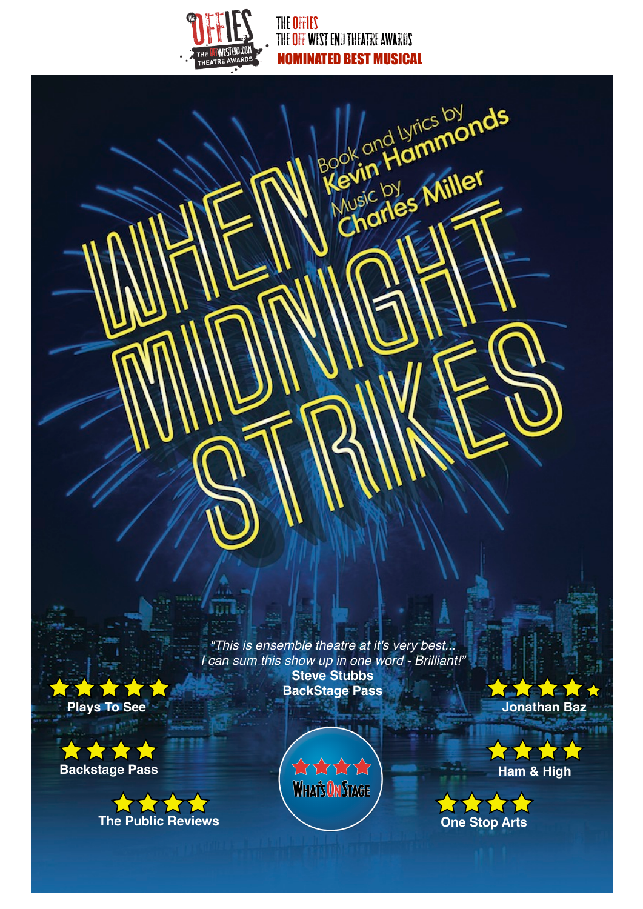THE OFFIES
THE OFF WEST END THEATRE AWARDS
**NOMINATED BEST MUSICAL**

# WHEN MIDNIGHT STRIKES

Book and lyrics by
**Kevin Hammonds**
Music by
**Charles Miller**

*"This is ensemble theatre at it's very best... I can sum this show up in one word - Brilliant!"*
**Steve Stubbs**
**BackStage Pass**

★★★★★ **Plays To See**

★★★★½ **Jonathan Baz**

★★★★ **Backstage Pass**

★★★★ **WhatsOnStage**

★★★★ **Ham & High**

★★★★ **The Public Reviews**

★★★★ **One Stop Arts**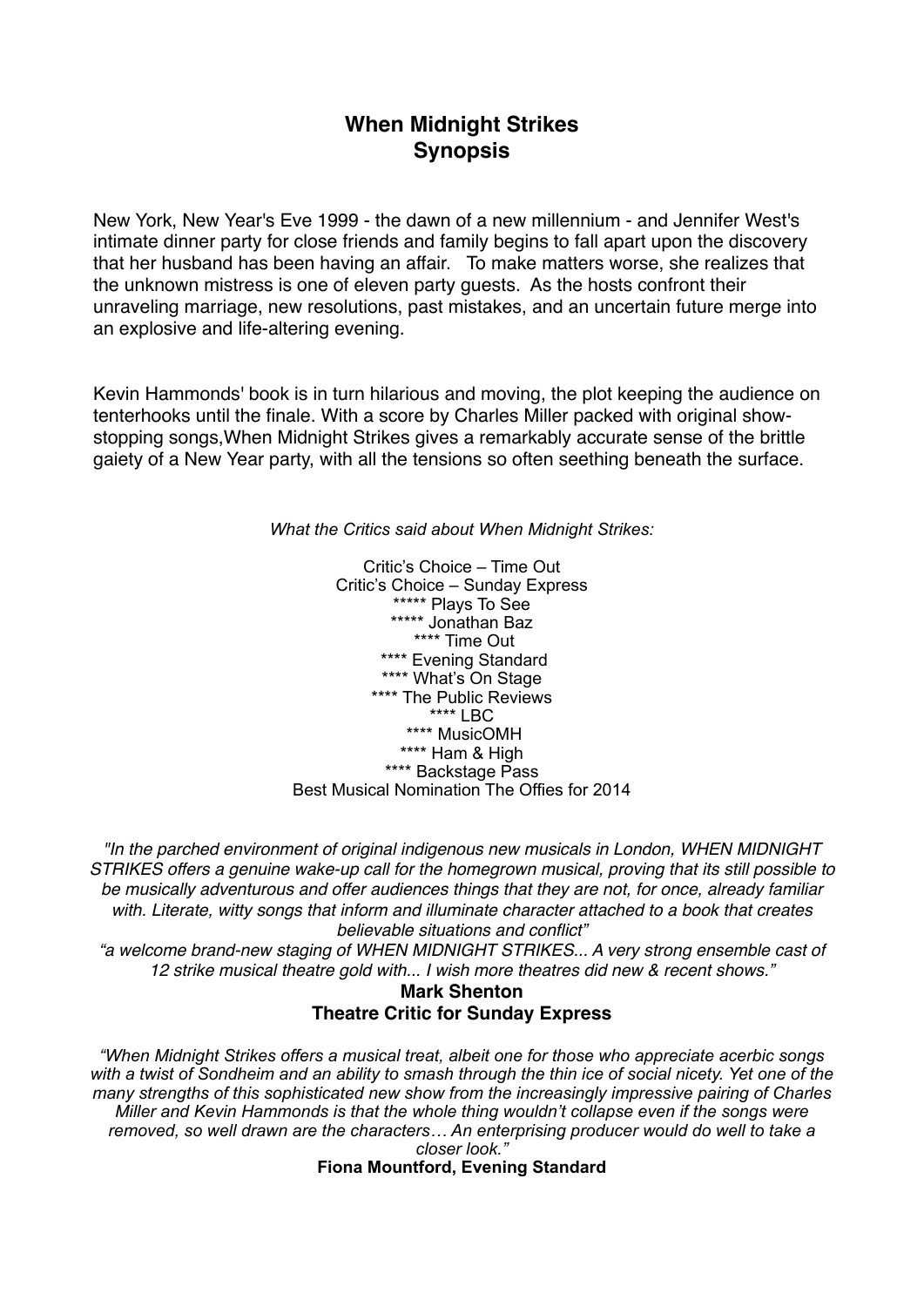# When Midnight Strikes
# Synopsis

New York, New Year's Eve 1999 - the dawn of a new millennium - and Jennifer West's intimate dinner party for close friends and family begins to fall apart upon the discovery that her husband has been having an affair. To make matters worse, she realizes that the unknown mistress is one of eleven party guests. As the hosts confront their unraveling marriage, new resolutions, past mistakes, and an uncertain future merge into an explosive and life-altering evening.

Kevin Hammonds' book is in turn hilarious and moving, the plot keeping the audience on tenterhooks until the finale. With a score by Charles Miller packed with original show-stopping songs,When Midnight Strikes gives a remarkably accurate sense of the brittle gaiety of a New Year party, with all the tensions so often seething beneath the surface.

*What the Critics said about When Midnight Strikes:*

Critic's Choice – Time Out
Critic's Choice – Sunday Express
***** Plays To See
***** Jonathan Baz
**** Time Out
**** Evening Standard
**** What's On Stage
**** The Public Reviews
**** LBC
**** MusicOMH
**** Ham & High
**** Backstage Pass
Best Musical Nomination The Offies for 2014

*"In the parched environment of original indigenous new musicals in London, WHEN MIDNIGHT STRIKES offers a genuine wake-up call for the homegrown musical, proving that its still possible to be musically adventurous and offer audiences things that they are not, for once, already familiar with. Literate, witty songs that inform and illuminate character attached to a book that creates believable situations and conflict"*

*"a welcome brand-new staging of WHEN MIDNIGHT STRIKES... A very strong ensemble cast of 12 strike musical theatre gold with... I wish more theatres did new & recent shows."*

**Mark Shenton**
**Theatre Critic for Sunday Express**

*"When Midnight Strikes offers a musical treat, albeit one for those who appreciate acerbic songs with a twist of Sondheim and an ability to smash through the thin ice of social nicety. Yet one of the many strengths of this sophisticated new show from the increasingly impressive pairing of Charles Miller and Kevin Hammonds is that the whole thing wouldn't collapse even if the songs were removed, so well drawn are the characters… An enterprising producer would do well to take a closer look."*

**Fiona Mountford, Evening Standard**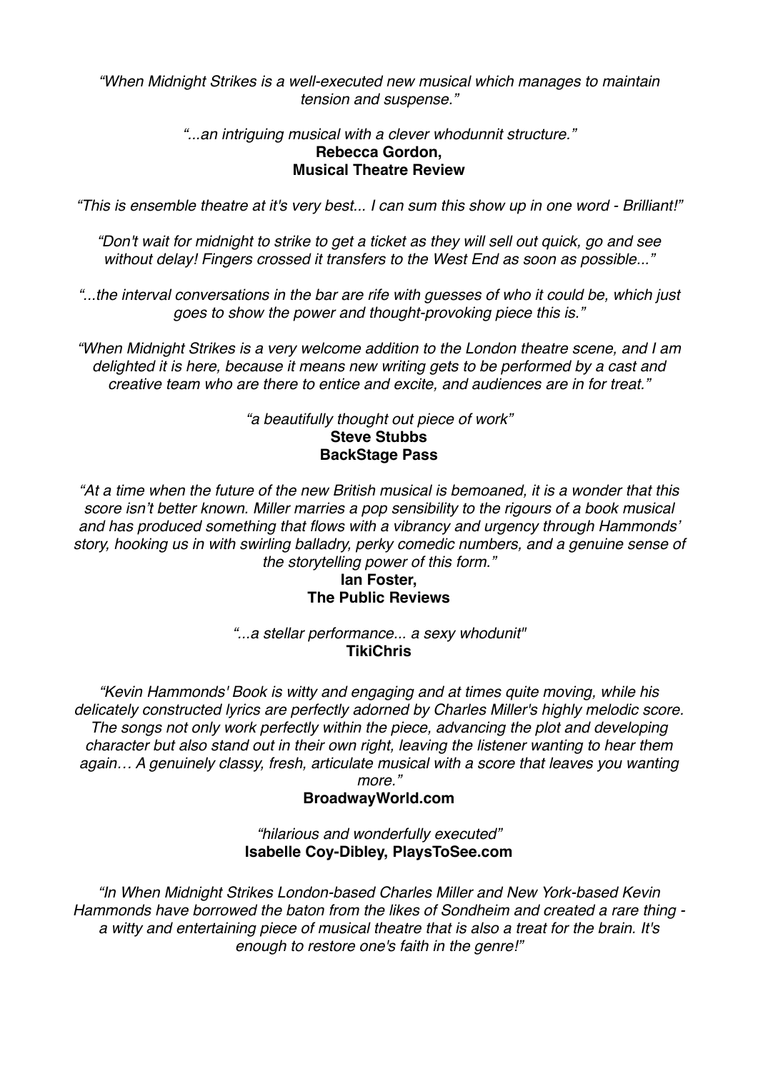*"When Midnight Strikes is a well-executed new musical which manages to maintain tension and suspense."*

*"...an intriguing musical with a clever whodunnit structure."*
**Rebecca Gordon,**
**Musical Theatre Review**

*"This is ensemble theatre at it's very best... I can sum this show up in one word - Brilliant!"*

*"Don't wait for midnight to strike to get a ticket as they will sell out quick, go and see without delay! Fingers crossed it transfers to the West End as soon as possible..."*

*"...the interval conversations in the bar are rife with guesses of who it could be, which just goes to show the power and thought-provoking piece this is."*

*"When Midnight Strikes is a very welcome addition to the London theatre scene, and I am delighted it is here, because it means new writing gets to be performed by a cast and creative team who are there to entice and excite, and audiences are in for treat."*

*"a beautifully thought out piece of work"*
**Steve Stubbs**
**BackStage Pass**

*"At a time when the future of the new British musical is bemoaned, it is a wonder that this score isn't better known. Miller marries a pop sensibility to the rigours of a book musical and has produced something that flows with a vibrancy and urgency through Hammonds' story, hooking us in with swirling balladry, perky comedic numbers, and a genuine sense of the storytelling power of this form."*
**Ian Foster,**
**The Public Reviews**

*"...a stellar performance... a sexy whodunit"*
**TikiChris**

*"Kevin Hammonds' Book is witty and engaging and at times quite moving, while his delicately constructed lyrics are perfectly adorned by Charles Miller's highly melodic score. The songs not only work perfectly within the piece, advancing the plot and developing character but also stand out in their own right, leaving the listener wanting to hear them again… A genuinely classy, fresh, articulate musical with a score that leaves you wanting more."*
**BroadwayWorld.com**

*"hilarious and wonderfully executed"*
**Isabelle Coy-Dibley, PlaysToSee.com**

*"In When Midnight Strikes London-based Charles Miller and New York-based Kevin Hammonds have borrowed the baton from the likes of Sondheim and created a rare thing - a witty and entertaining piece of musical theatre that is also a treat for the brain. It's enough to restore one's faith in the genre!"*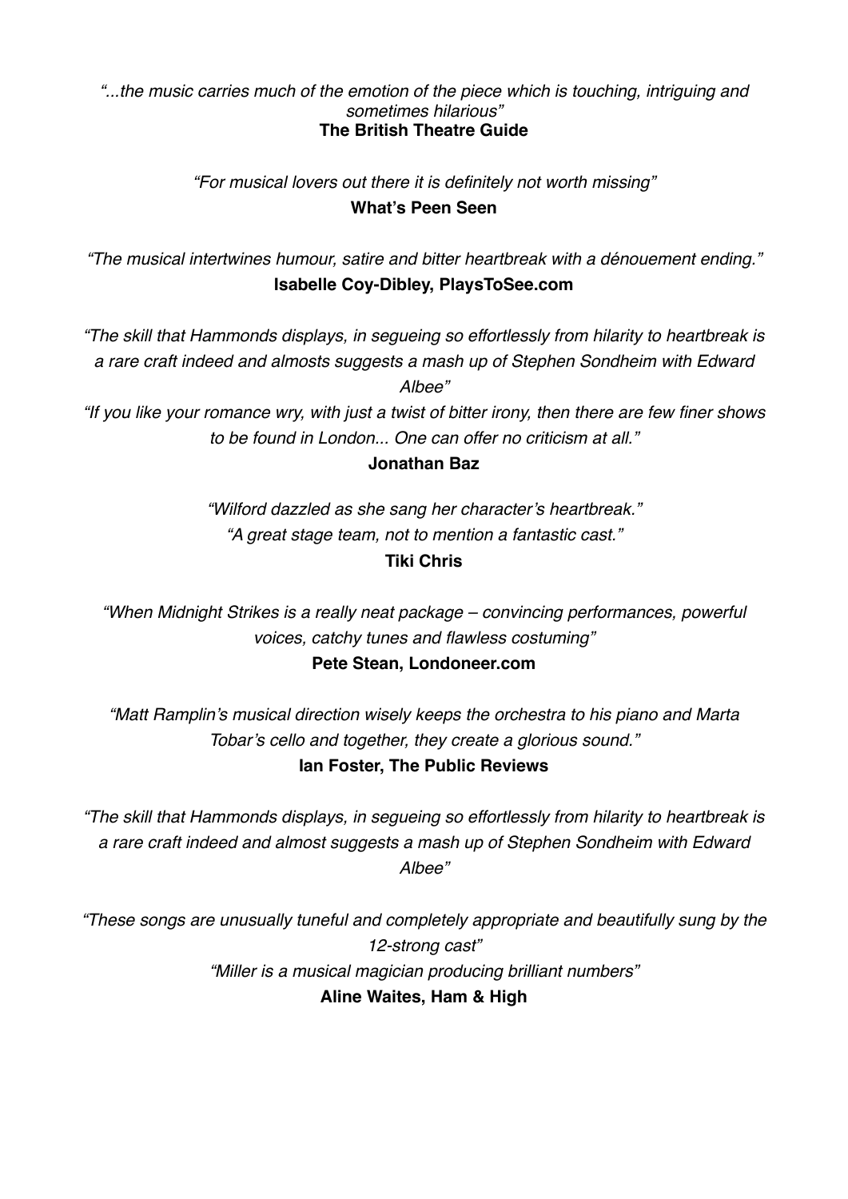*"...the music carries much of the emotion of the piece which is touching, intriguing and sometimes hilarious"*
**The British Theatre Guide**

*"For musical lovers out there it is definitely not worth missing"*
**What's Peen Seen**

*"The musical intertwines humour, satire and bitter heartbreak with a dénouement ending."*
**Isabelle Coy-Dibley, PlaysToSee.com**

*"The skill that Hammonds displays, in segueing so effortlessly from hilarity to heartbreak is a rare craft indeed and almosts suggests a mash up of Stephen Sondheim with Edward Albee"*
*"If you like your romance wry, with just a twist of bitter irony, then there are few finer shows to be found in London... One can offer no criticism at all."*
**Jonathan Baz**

*"Wilford dazzled as she sang her character's heartbreak."*
*"A great stage team, not to mention a fantastic cast."*
**Tiki Chris**

*"When Midnight Strikes is a really neat package – convincing performances, powerful voices, catchy tunes and flawless costuming"*
**Pete Stean, Londoneer.com**

*"Matt Ramplin's musical direction wisely keeps the orchestra to his piano and Marta Tobar's cello and together, they create a glorious sound."*
**Ian Foster, The Public Reviews**

*"The skill that Hammonds displays, in segueing so effortlessly from hilarity to heartbreak is a rare craft indeed and almost suggests a mash up of Stephen Sondheim with Edward Albee"*

*"These songs are unusually tuneful and completely appropriate and beautifully sung by the 12-strong cast"*
*"Miller is a musical magician producing brilliant numbers"*
**Aline Waites, Ham & High**